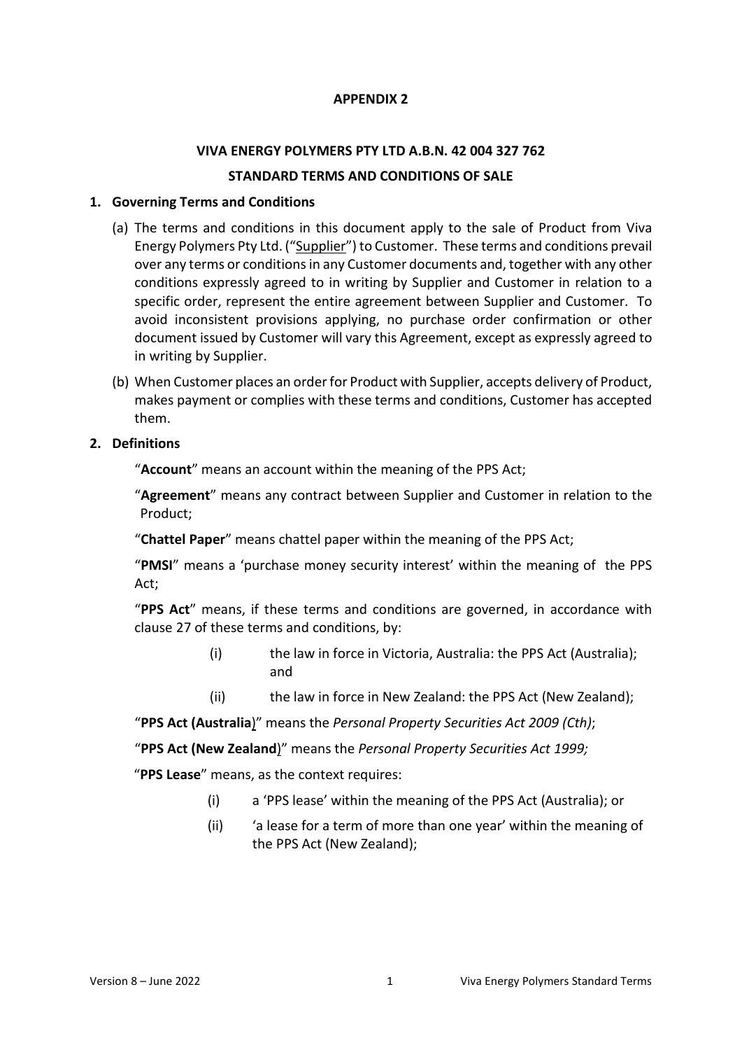**APPENDIX 2**

**VIVA ENERGY POLYMERS PTY LTD A.B.N. 42 004 327 762**

**STANDARD TERMS AND CONDITIONS OF SALE**

**1. Governing Terms and Conditions**

(a) The terms and conditions in this document apply to the sale of Product from Viva Energy Polymers Pty Ltd. ("Supplier") to Customer. These terms and conditions prevail over any terms or conditions in any Customer documents and, together with any other conditions expressly agreed to in writing by Supplier and Customer in relation to a specific order, represent the entire agreement between Supplier and Customer. To avoid inconsistent provisions applying, no purchase order confirmation or other document issued by Customer will vary this Agreement, except as expressly agreed to in writing by Supplier.

(b) When Customer places an order for Product with Supplier, accepts delivery of Product, makes payment or complies with these terms and conditions, Customer has accepted them.

**2. Definitions**

"**Account**" means an account within the meaning of the PPS Act;

"**Agreement**" means any contract between Supplier and Customer in relation to the Product;

"**Chattel Paper**" means chattel paper within the meaning of the PPS Act;

"**PMSI**" means a 'purchase money security interest' within the meaning of the PPS Act;

"**PPS Act**" means, if these terms and conditions are governed, in accordance with clause 27 of these terms and conditions, by:

(i) the law in force in Victoria, Australia: the PPS Act (Australia); and

(ii) the law in force in New Zealand: the PPS Act (New Zealand);

"**PPS Act (Australia)**" means the *Personal Property Securities Act 2009 (Cth)*;

"**PPS Act (New Zealand)**" means the *Personal Property Securities Act 1999;*

"**PPS Lease**" means, as the context requires:

(i) a 'PPS lease' within the meaning of the PPS Act (Australia); or

(ii) 'a lease for a term of more than one year' within the meaning of the PPS Act (New Zealand);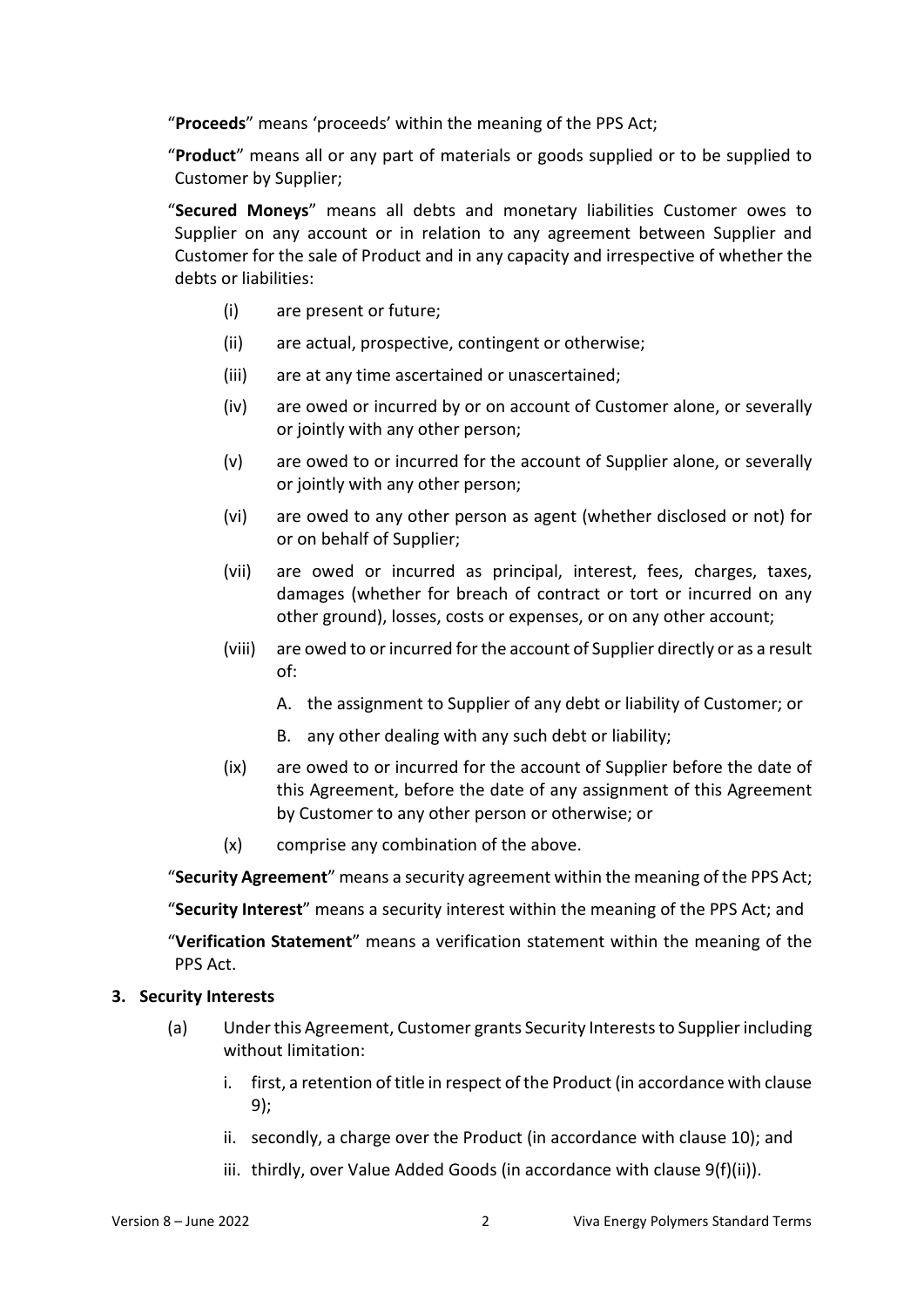"**Proceeds**" means 'proceeds' within the meaning of the PPS Act;

"**Product**" means all or any part of materials or goods supplied or to be supplied to Customer by Supplier;

"**Secured Moneys**" means all debts and monetary liabilities Customer owes to Supplier on any account or in relation to any agreement between Supplier and Customer for the sale of Product and in any capacity and irrespective of whether the debts or liabilities:

- (i) are present or future;
- (ii) are actual, prospective, contingent or otherwise;
- (iii) are at any time ascertained or unascertained;
- (iv) are owed or incurred by or on account of Customer alone, or severally or jointly with any other person;
- (v) are owed to or incurred for the account of Supplier alone, or severally or jointly with any other person;
- (vi) are owed to any other person as agent (whether disclosed or not) for or on behalf of Supplier;
- (vii) are owed or incurred as principal, interest, fees, charges, taxes, damages (whether for breach of contract or tort or incurred on any other ground), losses, costs or expenses, or on any other account;
- (viii) are owed to or incurred for the account of Supplier directly or as a result of:
  - A. the assignment to Supplier of any debt or liability of Customer; or
  - B. any other dealing with any such debt or liability;
- (ix) are owed to or incurred for the account of Supplier before the date of this Agreement, before the date of any assignment of this Agreement by Customer to any other person or otherwise; or
- (x) comprise any combination of the above.

"**Security Agreement**" means a security agreement within the meaning of the PPS Act;

"**Security Interest**" means a security interest within the meaning of the PPS Act; and

"**Verification Statement**" means a verification statement within the meaning of the PPS Act.

## 3. Security Interests

(a) Under this Agreement, Customer grants Security Interests to Supplier including without limitation:

- i. first, a retention of title in respect of the Product (in accordance with clause 9);
- ii. secondly, a charge over the Product (in accordance with clause 10); and
- iii. thirdly, over Value Added Goods (in accordance with clause 9(f)(ii)).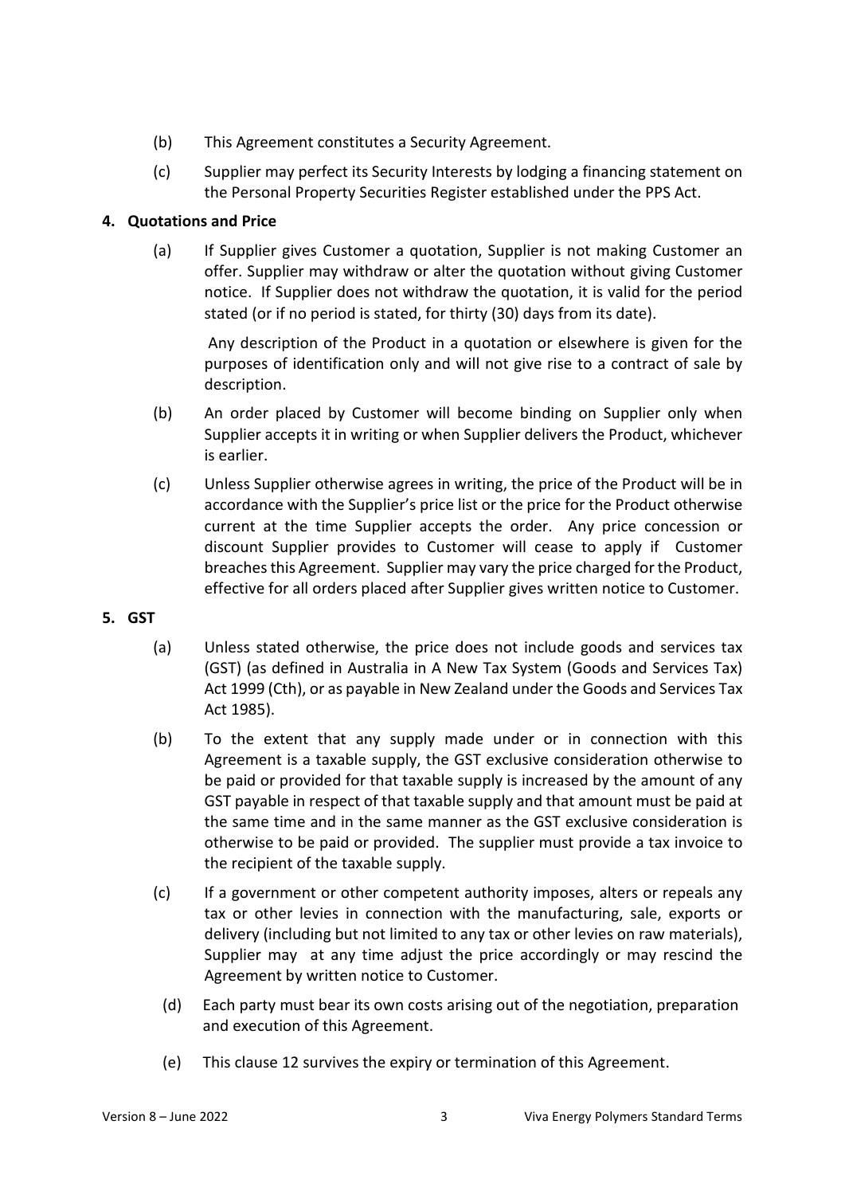(b) This Agreement constitutes a Security Agreement.

(c) Supplier may perfect its Security Interests by lodging a financing statement on the Personal Property Securities Register established under the PPS Act.

**4. Quotations and Price**

(a) If Supplier gives Customer a quotation, Supplier is not making Customer an offer. Supplier may withdraw or alter the quotation without giving Customer notice. If Supplier does not withdraw the quotation, it is valid for the period stated (or if no period is stated, for thirty (30) days from its date).

Any description of the Product in a quotation or elsewhere is given for the purposes of identification only and will not give rise to a contract of sale by description.

(b) An order placed by Customer will become binding on Supplier only when Supplier accepts it in writing or when Supplier delivers the Product, whichever is earlier.

(c) Unless Supplier otherwise agrees in writing, the price of the Product will be in accordance with the Supplier's price list or the price for the Product otherwise current at the time Supplier accepts the order. Any price concession or discount Supplier provides to Customer will cease to apply if Customer breaches this Agreement. Supplier may vary the price charged for the Product, effective for all orders placed after Supplier gives written notice to Customer.

**5. GST**

(a) Unless stated otherwise, the price does not include goods and services tax (GST) (as defined in Australia in A New Tax System (Goods and Services Tax) Act 1999 (Cth), or as payable in New Zealand under the Goods and Services Tax Act 1985).

(b) To the extent that any supply made under or in connection with this Agreement is a taxable supply, the GST exclusive consideration otherwise to be paid or provided for that taxable supply is increased by the amount of any GST payable in respect of that taxable supply and that amount must be paid at the same time and in the same manner as the GST exclusive consideration is otherwise to be paid or provided. The supplier must provide a tax invoice to the recipient of the taxable supply.

(c) If a government or other competent authority imposes, alters or repeals any tax or other levies in connection with the manufacturing, sale, exports or delivery (including but not limited to any tax or other levies on raw materials), Supplier may at any time adjust the price accordingly or may rescind the Agreement by written notice to Customer.

(d) Each party must bear its own costs arising out of the negotiation, preparation and execution of this Agreement.

(e) This clause 12 survives the expiry or termination of this Agreement.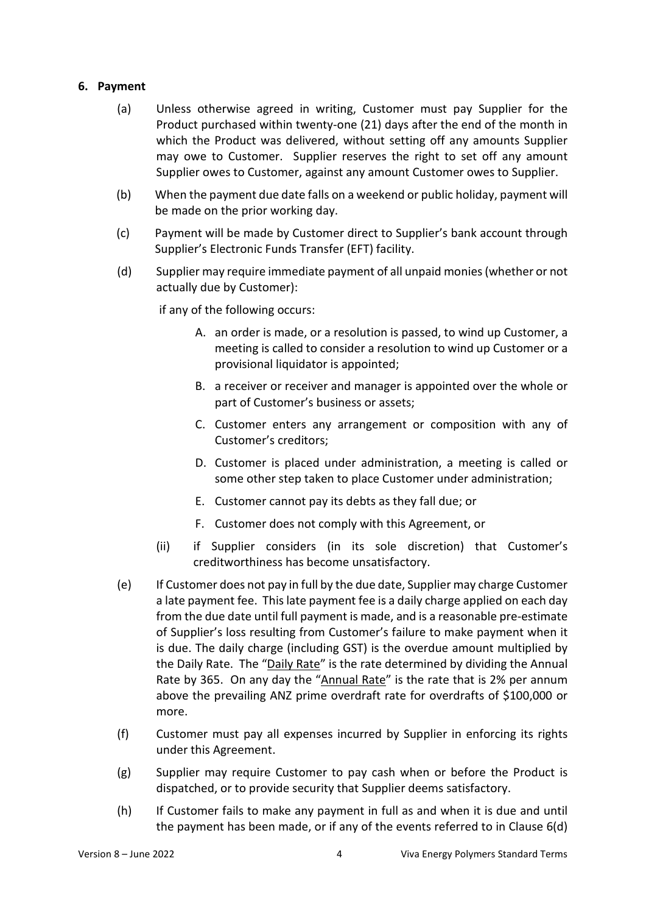## 6. Payment

(a) Unless otherwise agreed in writing, Customer must pay Supplier for the Product purchased within twenty-one (21) days after the end of the month in which the Product was delivered, without setting off any amounts Supplier may owe to Customer. Supplier reserves the right to set off any amount Supplier owes to Customer, against any amount Customer owes to Supplier.

(b) When the payment due date falls on a weekend or public holiday, payment will be made on the prior working day.

(c) Payment will be made by Customer direct to Supplier's bank account through Supplier's Electronic Funds Transfer (EFT) facility.

(d) Supplier may require immediate payment of all unpaid monies (whether or not actually due by Customer):

if any of the following occurs:

A. an order is made, or a resolution is passed, to wind up Customer, a meeting is called to consider a resolution to wind up Customer or a provisional liquidator is appointed;

B. a receiver or receiver and manager is appointed over the whole or part of Customer's business or assets;

C. Customer enters any arrangement or composition with any of Customer's creditors;

D. Customer is placed under administration, a meeting is called or some other step taken to place Customer under administration;

E. Customer cannot pay its debts as they fall due; or

F. Customer does not comply with this Agreement, or

(ii) if Supplier considers (in its sole discretion) that Customer's creditworthiness has become unsatisfactory.

(e) If Customer does not pay in full by the due date, Supplier may charge Customer a late payment fee. This late payment fee is a daily charge applied on each day from the due date until full payment is made, and is a reasonable pre-estimate of Supplier's loss resulting from Customer's failure to make payment when it is due. The daily charge (including GST) is the overdue amount multiplied by the Daily Rate. The "Daily Rate" is the rate determined by dividing the Annual Rate by 365. On any day the "Annual Rate" is the rate that is 2% per annum above the prevailing ANZ prime overdraft rate for overdrafts of $100,000 or more.

(f) Customer must pay all expenses incurred by Supplier in enforcing its rights under this Agreement.

(g) Supplier may require Customer to pay cash when or before the Product is dispatched, or to provide security that Supplier deems satisfactory.

(h) If Customer fails to make any payment in full as and when it is due and until the payment has been made, or if any of the events referred to in Clause 6(d)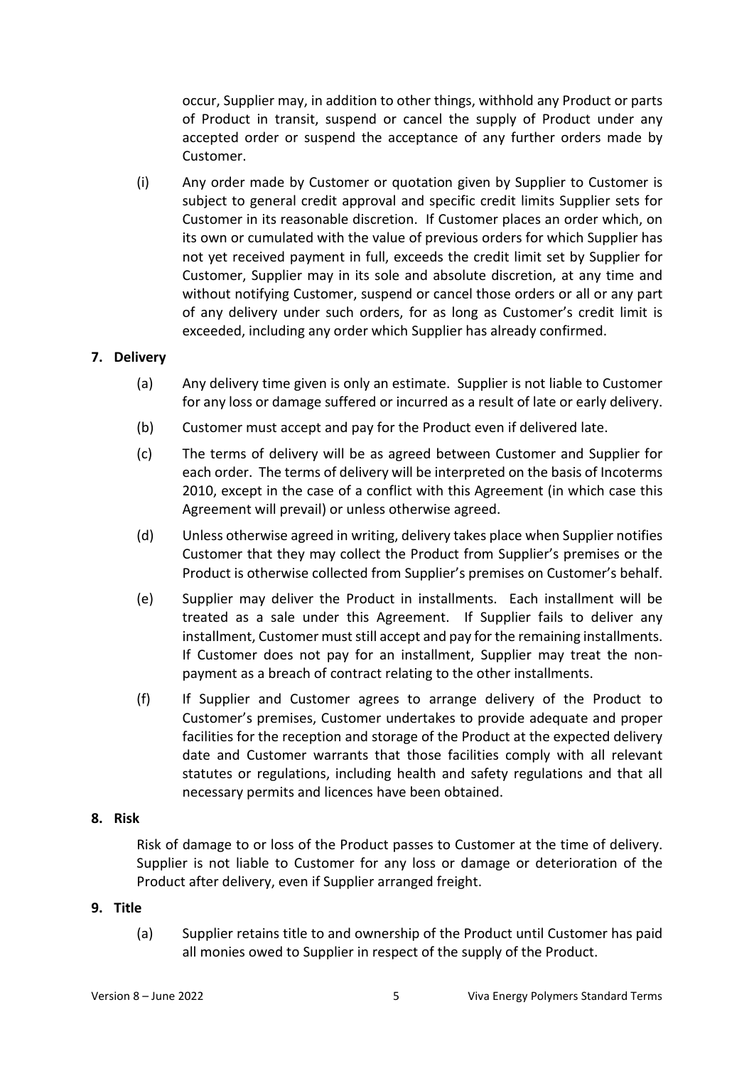occur, Supplier may, in addition to other things, withhold any Product or parts of Product in transit, suspend or cancel the supply of Product under any accepted order or suspend the acceptance of any further orders made by Customer.

(i) Any order made by Customer or quotation given by Supplier to Customer is subject to general credit approval and specific credit limits Supplier sets for Customer in its reasonable discretion. If Customer places an order which, on its own or cumulated with the value of previous orders for which Supplier has not yet received payment in full, exceeds the credit limit set by Supplier for Customer, Supplier may in its sole and absolute discretion, at any time and without notifying Customer, suspend or cancel those orders or all or any part of any delivery under such orders, for as long as Customer's credit limit is exceeded, including any order which Supplier has already confirmed.

## 7. Delivery

(a) Any delivery time given is only an estimate. Supplier is not liable to Customer for any loss or damage suffered or incurred as a result of late or early delivery.

(b) Customer must accept and pay for the Product even if delivered late.

(c) The terms of delivery will be as agreed between Customer and Supplier for each order. The terms of delivery will be interpreted on the basis of Incoterms 2010, except in the case of a conflict with this Agreement (in which case this Agreement will prevail) or unless otherwise agreed.

(d) Unless otherwise agreed in writing, delivery takes place when Supplier notifies Customer that they may collect the Product from Supplier's premises or the Product is otherwise collected from Supplier's premises on Customer's behalf.

(e) Supplier may deliver the Product in installments. Each installment will be treated as a sale under this Agreement. If Supplier fails to deliver any installment, Customer must still accept and pay for the remaining installments. If Customer does not pay for an installment, Supplier may treat the non-payment as a breach of contract relating to the other installments.

(f) If Supplier and Customer agrees to arrange delivery of the Product to Customer's premises, Customer undertakes to provide adequate and proper facilities for the reception and storage of the Product at the expected delivery date and Customer warrants that those facilities comply with all relevant statutes or regulations, including health and safety regulations and that all necessary permits and licences have been obtained.

## 8. Risk

Risk of damage to or loss of the Product passes to Customer at the time of delivery. Supplier is not liable to Customer for any loss or damage or deterioration of the Product after delivery, even if Supplier arranged freight.

## 9. Title

(a) Supplier retains title to and ownership of the Product until Customer has paid all monies owed to Supplier in respect of the supply of the Product.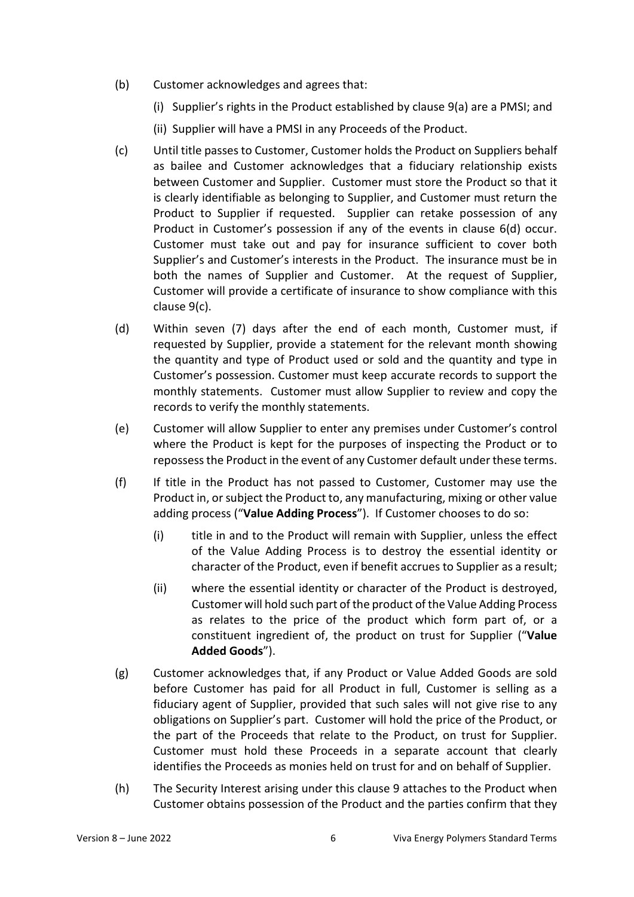(b) Customer acknowledges and agrees that:

(i) Supplier's rights in the Product established by clause 9(a) are a PMSI; and

(ii) Supplier will have a PMSI in any Proceeds of the Product.

(c) Until title passes to Customer, Customer holds the Product on Suppliers behalf as bailee and Customer acknowledges that a fiduciary relationship exists between Customer and Supplier. Customer must store the Product so that it is clearly identifiable as belonging to Supplier, and Customer must return the Product to Supplier if requested. Supplier can retake possession of any Product in Customer's possession if any of the events in clause 6(d) occur. Customer must take out and pay for insurance sufficient to cover both Supplier's and Customer's interests in the Product. The insurance must be in both the names of Supplier and Customer. At the request of Supplier, Customer will provide a certificate of insurance to show compliance with this clause 9(c).

(d) Within seven (7) days after the end of each month, Customer must, if requested by Supplier, provide a statement for the relevant month showing the quantity and type of Product used or sold and the quantity and type in Customer's possession. Customer must keep accurate records to support the monthly statements. Customer must allow Supplier to review and copy the records to verify the monthly statements.

(e) Customer will allow Supplier to enter any premises under Customer's control where the Product is kept for the purposes of inspecting the Product or to repossess the Product in the event of any Customer default under these terms.

(f) If title in the Product has not passed to Customer, Customer may use the Product in, or subject the Product to, any manufacturing, mixing or other value adding process ("**Value Adding Process**"). If Customer chooses to do so:

(i) title in and to the Product will remain with Supplier, unless the effect of the Value Adding Process is to destroy the essential identity or character of the Product, even if benefit accrues to Supplier as a result;

(ii) where the essential identity or character of the Product is destroyed, Customer will hold such part of the product of the Value Adding Process as relates to the price of the product which form part of, or a constituent ingredient of, the product on trust for Supplier ("**Value Added Goods**").

(g) Customer acknowledges that, if any Product or Value Added Goods are sold before Customer has paid for all Product in full, Customer is selling as a fiduciary agent of Supplier, provided that such sales will not give rise to any obligations on Supplier's part. Customer will hold the price of the Product, or the part of the Proceeds that relate to the Product, on trust for Supplier. Customer must hold these Proceeds in a separate account that clearly identifies the Proceeds as monies held on trust for and on behalf of Supplier.

(h) The Security Interest arising under this clause 9 attaches to the Product when Customer obtains possession of the Product and the parties confirm that they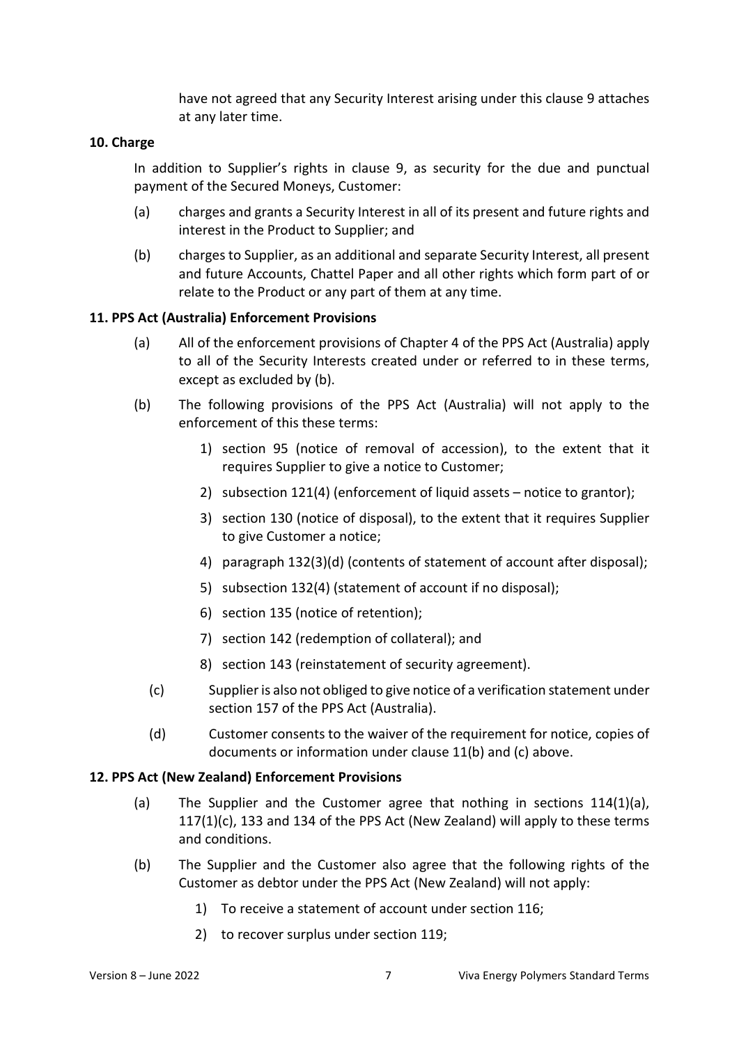have not agreed that any Security Interest arising under this clause 9 attaches at any later time.

**10. Charge**

In addition to Supplier's rights in clause 9, as security for the due and punctual payment of the Secured Moneys, Customer:

(a) charges and grants a Security Interest in all of its present and future rights and interest in the Product to Supplier; and

(b) charges to Supplier, as an additional and separate Security Interest, all present and future Accounts, Chattel Paper and all other rights which form part of or relate to the Product or any part of them at any time.

**11. PPS Act (Australia) Enforcement Provisions**

(a) All of the enforcement provisions of Chapter 4 of the PPS Act (Australia) apply to all of the Security Interests created under or referred to in these terms, except as excluded by (b).

(b) The following provisions of the PPS Act (Australia) will not apply to the enforcement of this these terms:

1) section 95 (notice of removal of accession), to the extent that it requires Supplier to give a notice to Customer;
2) subsection 121(4) (enforcement of liquid assets – notice to grantor);
3) section 130 (notice of disposal), to the extent that it requires Supplier to give Customer a notice;
4) paragraph 132(3)(d) (contents of statement of account after disposal);
5) subsection 132(4) (statement of account if no disposal);
6) section 135 (notice of retention);
7) section 142 (redemption of collateral); and
8) section 143 (reinstatement of security agreement).

(c) Supplier is also not obliged to give notice of a verification statement under section 157 of the PPS Act (Australia).

(d) Customer consents to the waiver of the requirement for notice, copies of documents or information under clause 11(b) and (c) above.

**12. PPS Act (New Zealand) Enforcement Provisions**

(a) The Supplier and the Customer agree that nothing in sections 114(1)(a), 117(1)(c), 133 and 134 of the PPS Act (New Zealand) will apply to these terms and conditions.

(b) The Supplier and the Customer also agree that the following rights of the Customer as debtor under the PPS Act (New Zealand) will not apply:

1) To receive a statement of account under section 116;
2) to recover surplus under section 119;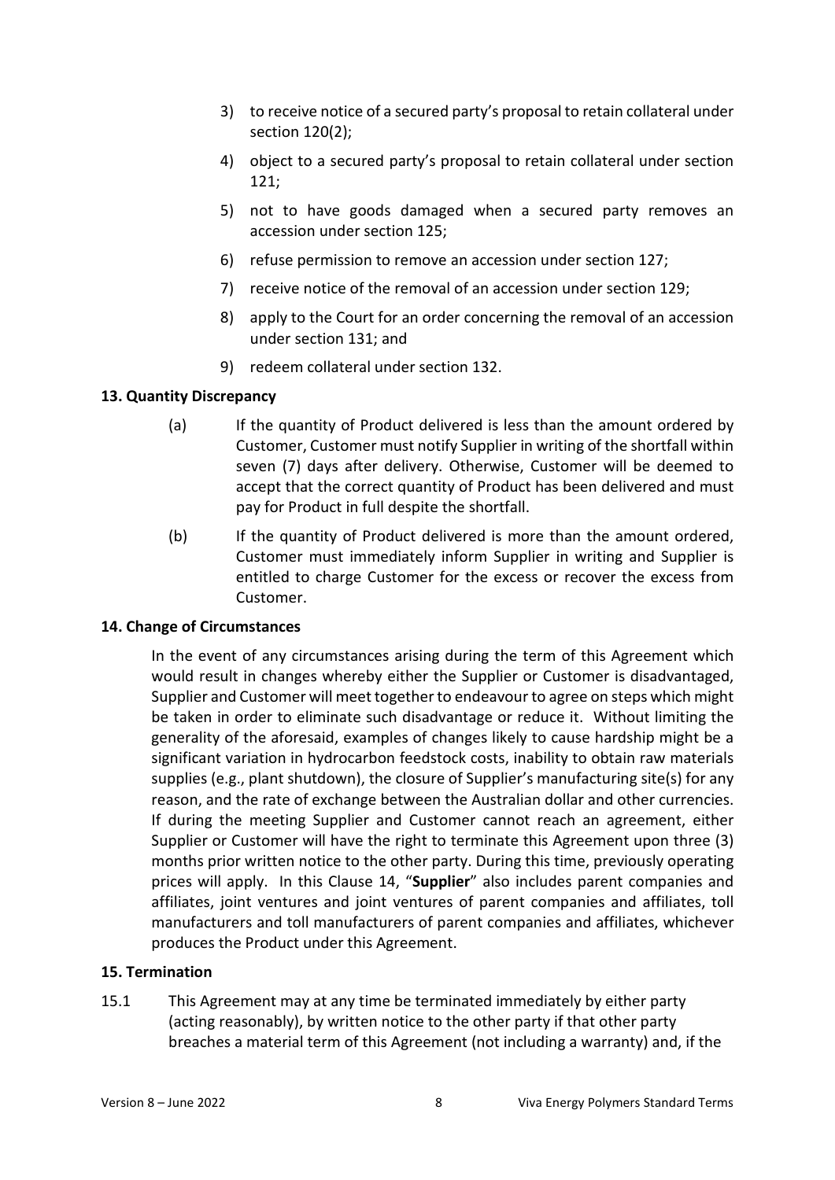3) to receive notice of a secured party's proposal to retain collateral under section 120(2);
4) object to a secured party's proposal to retain collateral under section 121;
5) not to have goods damaged when a secured party removes an accession under section 125;
6) refuse permission to remove an accession under section 127;
7) receive notice of the removal of an accession under section 129;
8) apply to the Court for an order concerning the removal of an accession under section 131; and
9) redeem collateral under section 132.

**13. Quantity Discrepancy**

(a) If the quantity of Product delivered is less than the amount ordered by Customer, Customer must notify Supplier in writing of the shortfall within seven (7) days after delivery. Otherwise, Customer will be deemed to accept that the correct quantity of Product has been delivered and must pay for Product in full despite the shortfall.

(b) If the quantity of Product delivered is more than the amount ordered, Customer must immediately inform Supplier in writing and Supplier is entitled to charge Customer for the excess or recover the excess from Customer.

**14. Change of Circumstances**

In the event of any circumstances arising during the term of this Agreement which would result in changes whereby either the Supplier or Customer is disadvantaged, Supplier and Customer will meet together to endeavour to agree on steps which might be taken in order to eliminate such disadvantage or reduce it. Without limiting the generality of the aforesaid, examples of changes likely to cause hardship might be a significant variation in hydrocarbon feedstock costs, inability to obtain raw materials supplies (e.g., plant shutdown), the closure of Supplier's manufacturing site(s) for any reason, and the rate of exchange between the Australian dollar and other currencies. If during the meeting Supplier and Customer cannot reach an agreement, either Supplier or Customer will have the right to terminate this Agreement upon three (3) months prior written notice to the other party. During this time, previously operating prices will apply. In this Clause 14, "**Supplier**" also includes parent companies and affiliates, joint ventures and joint ventures of parent companies and affiliates, toll manufacturers and toll manufacturers of parent companies and affiliates, whichever produces the Product under this Agreement.

**15. Termination**

15.1 This Agreement may at any time be terminated immediately by either party (acting reasonably), by written notice to the other party if that other party breaches a material term of this Agreement (not including a warranty) and, if the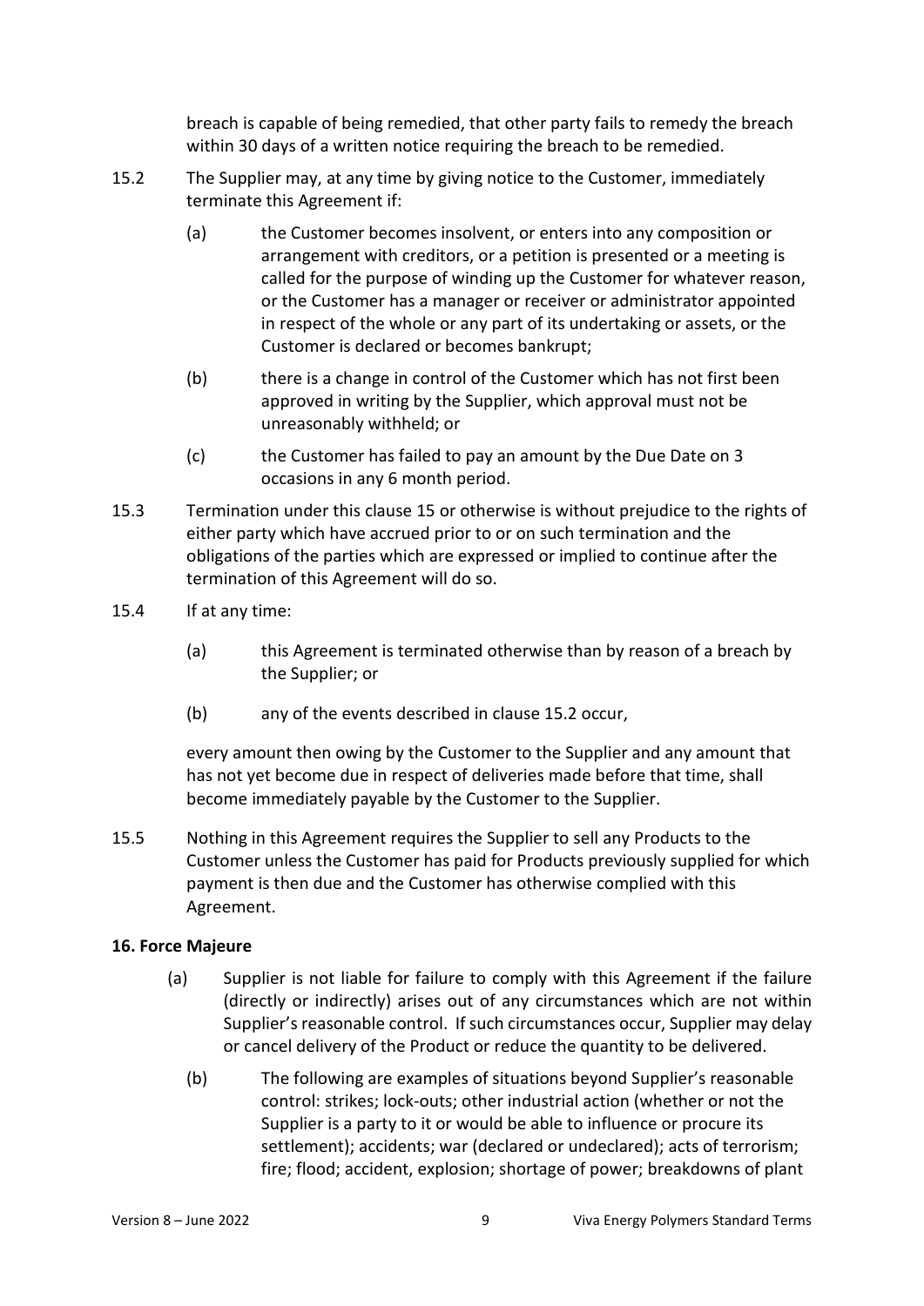breach is capable of being remedied, that other party fails to remedy the breach within 30 days of a written notice requiring the breach to be remedied.

15.2 The Supplier may, at any time by giving notice to the Customer, immediately terminate this Agreement if:

(a) the Customer becomes insolvent, or enters into any composition or arrangement with creditors, or a petition is presented or a meeting is called for the purpose of winding up the Customer for whatever reason, or the Customer has a manager or receiver or administrator appointed in respect of the whole or any part of its undertaking or assets, or the Customer is declared or becomes bankrupt;

(b) there is a change in control of the Customer which has not first been approved in writing by the Supplier, which approval must not be unreasonably withheld; or

(c) the Customer has failed to pay an amount by the Due Date on 3 occasions in any 6 month period.

15.3 Termination under this clause 15 or otherwise is without prejudice to the rights of either party which have accrued prior to or on such termination and the obligations of the parties which are expressed or implied to continue after the termination of this Agreement will do so.

15.4 If at any time:

(a) this Agreement is terminated otherwise than by reason of a breach by the Supplier; or

(b) any of the events described in clause 15.2 occur,

every amount then owing by the Customer to the Supplier and any amount that has not yet become due in respect of deliveries made before that time, shall become immediately payable by the Customer to the Supplier.

15.5 Nothing in this Agreement requires the Supplier to sell any Products to the Customer unless the Customer has paid for Products previously supplied for which payment is then due and the Customer has otherwise complied with this Agreement.

**16. Force Majeure**

(a) Supplier is not liable for failure to comply with this Agreement if the failure (directly or indirectly) arises out of any circumstances which are not within Supplier's reasonable control. If such circumstances occur, Supplier may delay or cancel delivery of the Product or reduce the quantity to be delivered.

(b) The following are examples of situations beyond Supplier's reasonable control: strikes; lock-outs; other industrial action (whether or not the Supplier is a party to it or would be able to influence or procure its settlement); accidents; war (declared or undeclared); acts of terrorism; fire; flood; accident, explosion; shortage of power; breakdowns of plant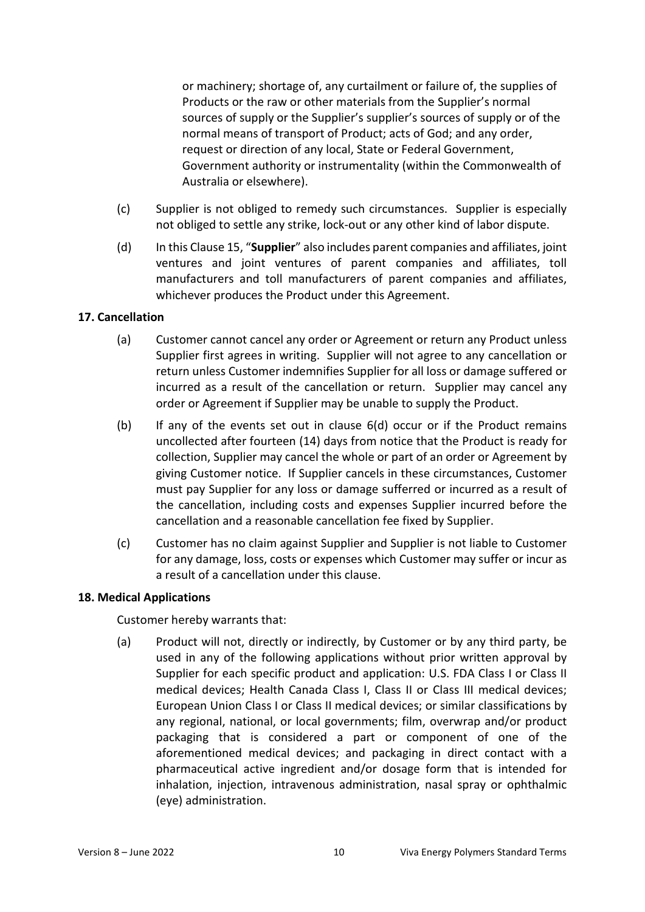or machinery; shortage of, any curtailment or failure of, the supplies of Products or the raw or other materials from the Supplier's normal sources of supply or the Supplier's supplier's sources of supply or of the normal means of transport of Product; acts of God; and any order, request or direction of any local, State or Federal Government, Government authority or instrumentality (within the Commonwealth of Australia or elsewhere).

(c) Supplier is not obliged to remedy such circumstances. Supplier is especially not obliged to settle any strike, lock-out or any other kind of labor dispute.

(d) In this Clause 15, "**Supplier**" also includes parent companies and affiliates, joint ventures and joint ventures of parent companies and affiliates, toll manufacturers and toll manufacturers of parent companies and affiliates, whichever produces the Product under this Agreement.

**17. Cancellation**

(a) Customer cannot cancel any order or Agreement or return any Product unless Supplier first agrees in writing. Supplier will not agree to any cancellation or return unless Customer indemnifies Supplier for all loss or damage suffered or incurred as a result of the cancellation or return. Supplier may cancel any order or Agreement if Supplier may be unable to supply the Product.

(b) If any of the events set out in clause 6(d) occur or if the Product remains uncollected after fourteen (14) days from notice that the Product is ready for collection, Supplier may cancel the whole or part of an order or Agreement by giving Customer notice. If Supplier cancels in these circumstances, Customer must pay Supplier for any loss or damage sufferred or incurred as a result of the cancellation, including costs and expenses Supplier incurred before the cancellation and a reasonable cancellation fee fixed by Supplier.

(c) Customer has no claim against Supplier and Supplier is not liable to Customer for any damage, loss, costs or expenses which Customer may suffer or incur as a result of a cancellation under this clause.

**18. Medical Applications**

Customer hereby warrants that:

(a) Product will not, directly or indirectly, by Customer or by any third party, be used in any of the following applications without prior written approval by Supplier for each specific product and application: U.S. FDA Class I or Class II medical devices; Health Canada Class I, Class II or Class III medical devices; European Union Class I or Class II medical devices; or similar classifications by any regional, national, or local governments; film, overwrap and/or product packaging that is considered a part or component of one of the aforementioned medical devices; and packaging in direct contact with a pharmaceutical active ingredient and/or dosage form that is intended for inhalation, injection, intravenous administration, nasal spray or ophthalmic (eye) administration.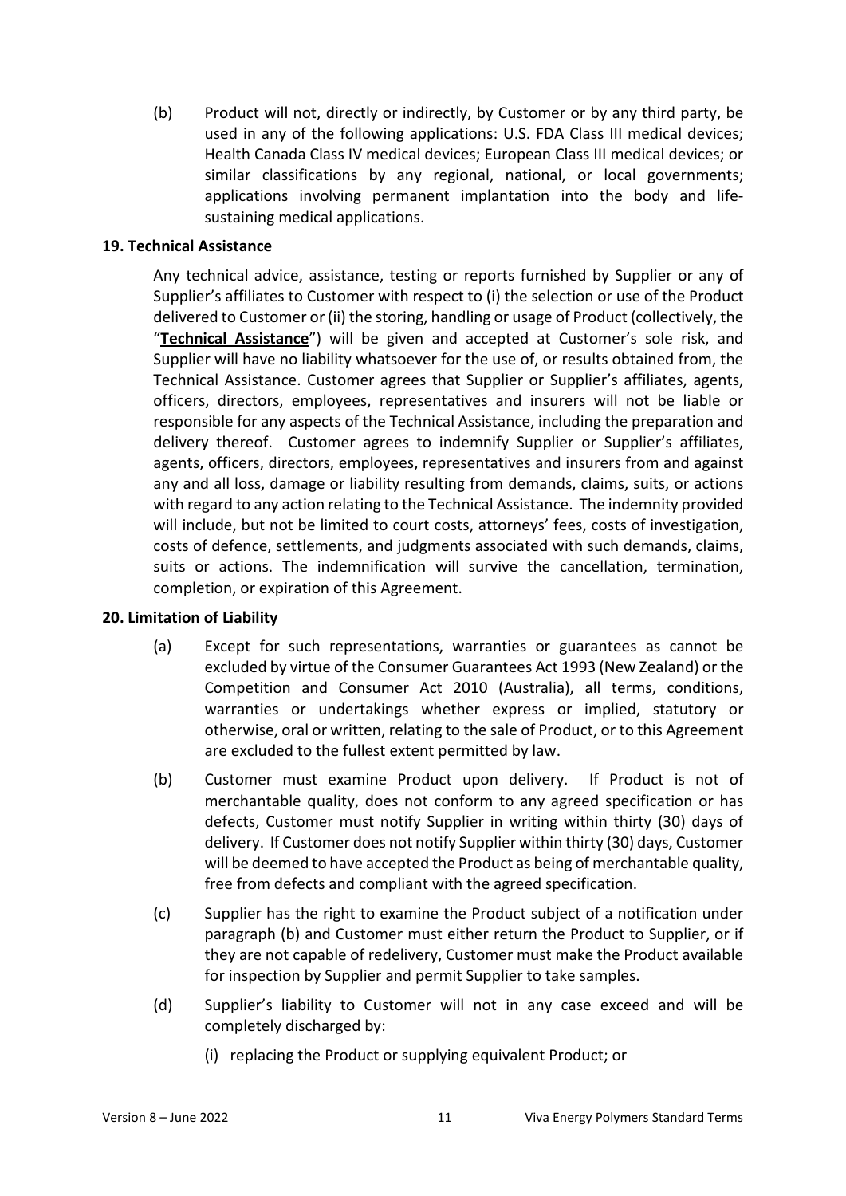(b) Product will not, directly or indirectly, by Customer or by any third party, be used in any of the following applications: U.S. FDA Class III medical devices; Health Canada Class IV medical devices; European Class III medical devices; or similar classifications by any regional, national, or local governments; applications involving permanent implantation into the body and life-sustaining medical applications.

**19. Technical Assistance**

Any technical advice, assistance, testing or reports furnished by Supplier or any of Supplier's affiliates to Customer with respect to (i) the selection or use of the Product delivered to Customer or (ii) the storing, handling or usage of Product (collectively, the "**Technical Assistance**") will be given and accepted at Customer's sole risk, and Supplier will have no liability whatsoever for the use of, or results obtained from, the Technical Assistance. Customer agrees that Supplier or Supplier's affiliates, agents, officers, directors, employees, representatives and insurers will not be liable or responsible for any aspects of the Technical Assistance, including the preparation and delivery thereof. Customer agrees to indemnify Supplier or Supplier's affiliates, agents, officers, directors, employees, representatives and insurers from and against any and all loss, damage or liability resulting from demands, claims, suits, or actions with regard to any action relating to the Technical Assistance. The indemnity provided will include, but not be limited to court costs, attorneys' fees, costs of investigation, costs of defence, settlements, and judgments associated with such demands, claims, suits or actions. The indemnification will survive the cancellation, termination, completion, or expiration of this Agreement.

**20. Limitation of Liability**

(a) Except for such representations, warranties or guarantees as cannot be excluded by virtue of the Consumer Guarantees Act 1993 (New Zealand) or the Competition and Consumer Act 2010 (Australia), all terms, conditions, warranties or undertakings whether express or implied, statutory or otherwise, oral or written, relating to the sale of Product, or to this Agreement are excluded to the fullest extent permitted by law.

(b) Customer must examine Product upon delivery. If Product is not of merchantable quality, does not conform to any agreed specification or has defects, Customer must notify Supplier in writing within thirty (30) days of delivery. If Customer does not notify Supplier within thirty (30) days, Customer will be deemed to have accepted the Product as being of merchantable quality, free from defects and compliant with the agreed specification.

(c) Supplier has the right to examine the Product subject of a notification under paragraph (b) and Customer must either return the Product to Supplier, or if they are not capable of redelivery, Customer must make the Product available for inspection by Supplier and permit Supplier to take samples.

(d) Supplier's liability to Customer will not in any case exceed and will be completely discharged by:

(i) replacing the Product or supplying equivalent Product; or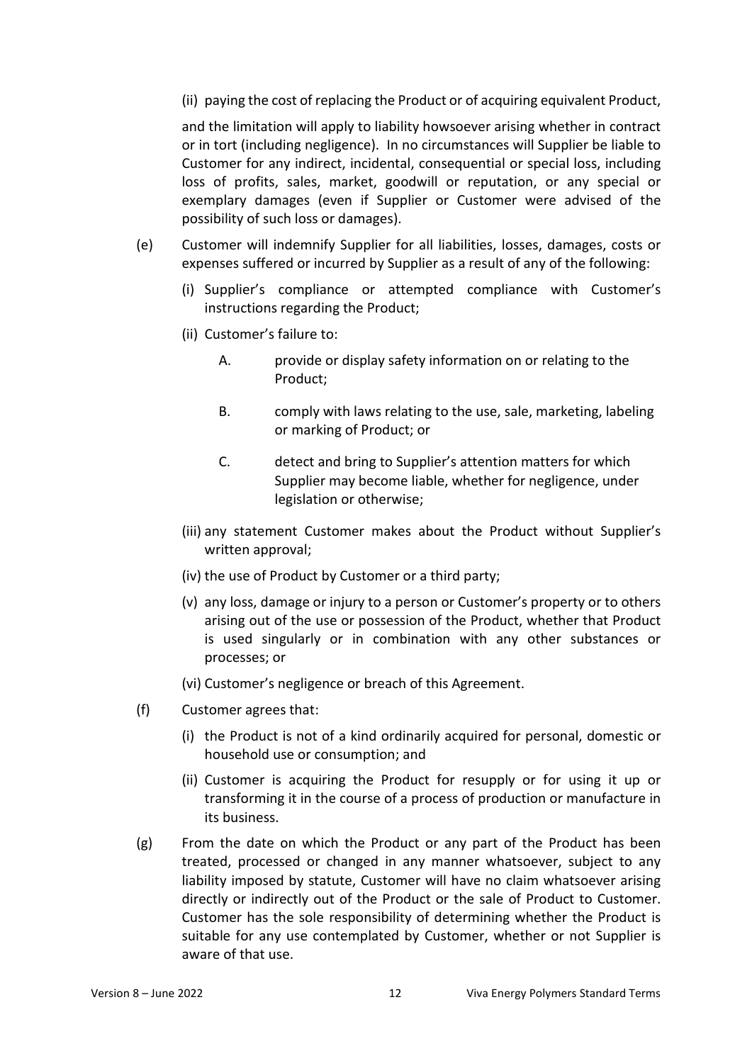(ii) paying the cost of replacing the Product or of acquiring equivalent Product,

and the limitation will apply to liability howsoever arising whether in contract or in tort (including negligence). In no circumstances will Supplier be liable to Customer for any indirect, incidental, consequential or special loss, including loss of profits, sales, market, goodwill or reputation, or any special or exemplary damages (even if Supplier or Customer were advised of the possibility of such loss or damages).

(e) Customer will indemnify Supplier for all liabilities, losses, damages, costs or expenses suffered or incurred by Supplier as a result of any of the following:

(i) Supplier's compliance or attempted compliance with Customer's instructions regarding the Product;

(ii) Customer's failure to:

A. provide or display safety information on or relating to the Product;

B. comply with laws relating to the use, sale, marketing, labeling or marking of Product; or

C. detect and bring to Supplier's attention matters for which Supplier may become liable, whether for negligence, under legislation or otherwise;

(iii) any statement Customer makes about the Product without Supplier's written approval;

(iv) the use of Product by Customer or a third party;

(v) any loss, damage or injury to a person or Customer's property or to others arising out of the use or possession of the Product, whether that Product is used singularly or in combination with any other substances or processes; or

(vi) Customer's negligence or breach of this Agreement.

(f) Customer agrees that:

(i) the Product is not of a kind ordinarily acquired for personal, domestic or household use or consumption; and

(ii) Customer is acquiring the Product for resupply or for using it up or transforming it in the course of a process of production or manufacture in its business.

(g) From the date on which the Product or any part of the Product has been treated, processed or changed in any manner whatsoever, subject to any liability imposed by statute, Customer will have no claim whatsoever arising directly or indirectly out of the Product or the sale of Product to Customer. Customer has the sole responsibility of determining whether the Product is suitable for any use contemplated by Customer, whether or not Supplier is aware of that use.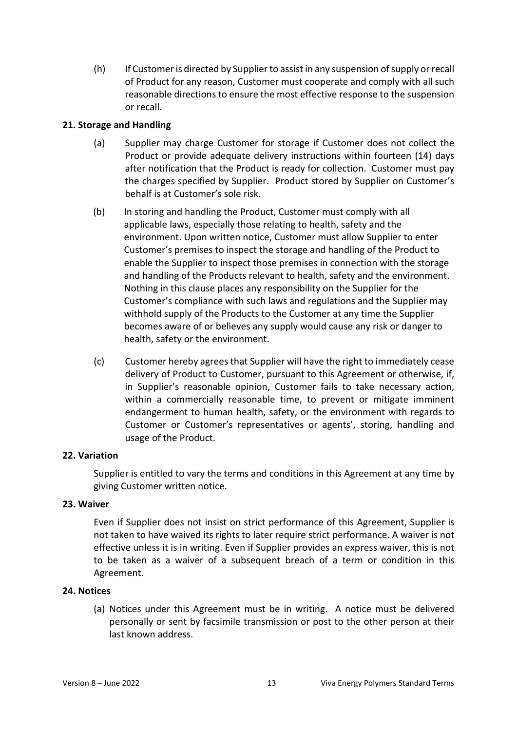(h) If Customer is directed by Supplier to assist in any suspension of supply or recall of Product for any reason, Customer must cooperate and comply with all such reasonable directions to ensure the most effective response to the suspension or recall.

**21. Storage and Handling**

(a) Supplier may charge Customer for storage if Customer does not collect the Product or provide adequate delivery instructions within fourteen (14) days after notification that the Product is ready for collection. Customer must pay the charges specified by Supplier. Product stored by Supplier on Customer's behalf is at Customer's sole risk.

(b) In storing and handling the Product, Customer must comply with all applicable laws, especially those relating to health, safety and the environment. Upon written notice, Customer must allow Supplier to enter Customer's premises to inspect the storage and handling of the Product to enable the Supplier to inspect those premises in connection with the storage and handling of the Products relevant to health, safety and the environment. Nothing in this clause places any responsibility on the Supplier for the Customer's compliance with such laws and regulations and the Supplier may withhold supply of the Products to the Customer at any time the Supplier becomes aware of or believes any supply would cause any risk or danger to health, safety or the environment.

(c) Customer hereby agrees that Supplier will have the right to immediately cease delivery of Product to Customer, pursuant to this Agreement or otherwise, if, in Supplier's reasonable opinion, Customer fails to take necessary action, within a commercially reasonable time, to prevent or mitigate imminent endangerment to human health, safety, or the environment with regards to Customer or Customer's representatives or agents', storing, handling and usage of the Product.

**22. Variation**

Supplier is entitled to vary the terms and conditions in this Agreement at any time by giving Customer written notice.

**23. Waiver**

Even if Supplier does not insist on strict performance of this Agreement, Supplier is not taken to have waived its rights to later require strict performance. A waiver is not effective unless it is in writing. Even if Supplier provides an express waiver, this is not to be taken as a waiver of a subsequent breach of a term or condition in this Agreement.

**24. Notices**

(a) Notices under this Agreement must be in writing. A notice must be delivered personally or sent by facsimile transmission or post to the other person at their last known address.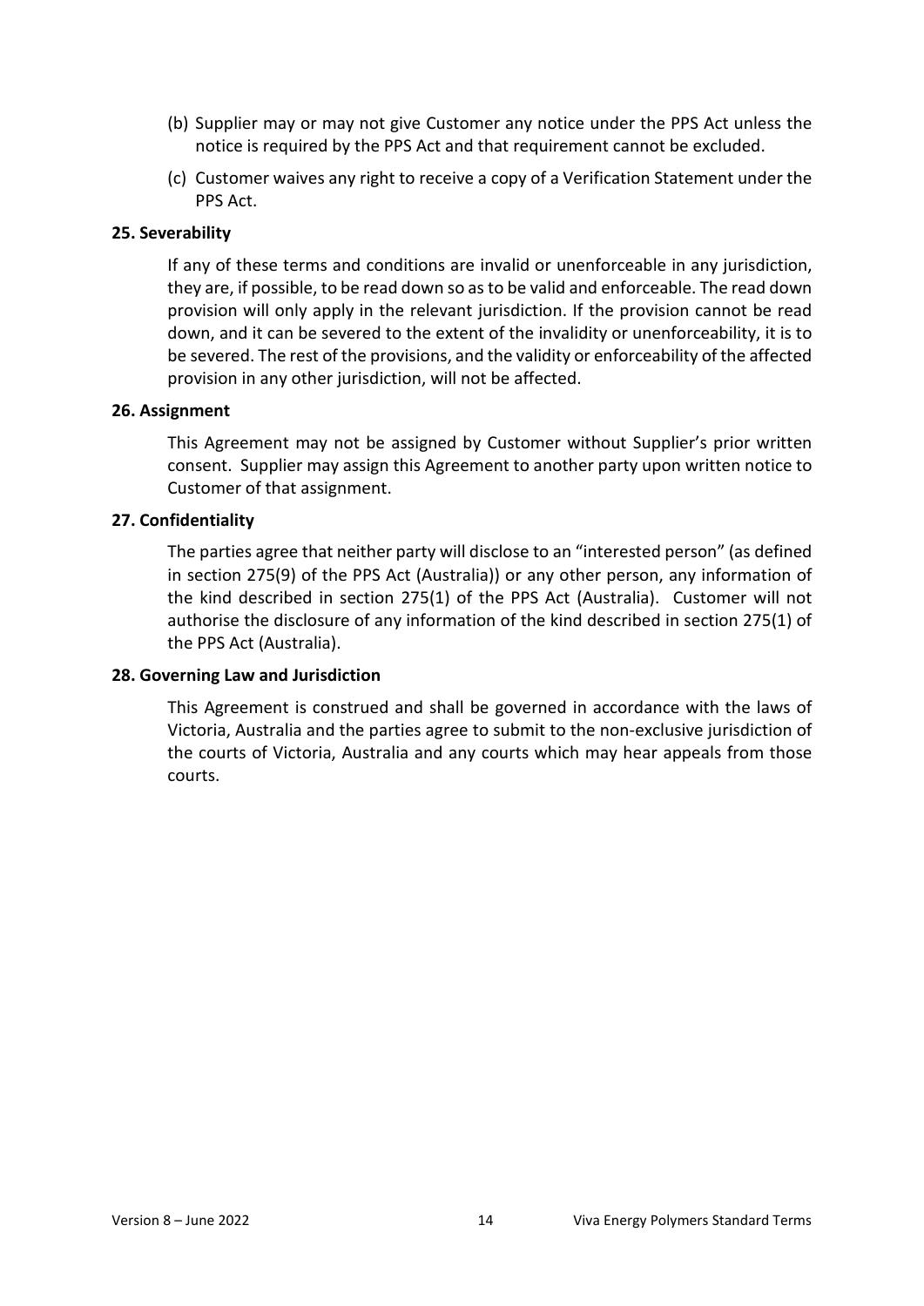(b) Supplier may or may not give Customer any notice under the PPS Act unless the notice is required by the PPS Act and that requirement cannot be excluded.

(c) Customer waives any right to receive a copy of a Verification Statement under the PPS Act.

**25. Severability**

If any of these terms and conditions are invalid or unenforceable in any jurisdiction, they are, if possible, to be read down so as to be valid and enforceable. The read down provision will only apply in the relevant jurisdiction. If the provision cannot be read down, and it can be severed to the extent of the invalidity or unenforceability, it is to be severed. The rest of the provisions, and the validity or enforceability of the affected provision in any other jurisdiction, will not be affected.

**26. Assignment**

This Agreement may not be assigned by Customer without Supplier's prior written consent. Supplier may assign this Agreement to another party upon written notice to Customer of that assignment.

**27. Confidentiality**

The parties agree that neither party will disclose to an "interested person" (as defined in section 275(9) of the PPS Act (Australia)) or any other person, any information of the kind described in section 275(1) of the PPS Act (Australia). Customer will not authorise the disclosure of any information of the kind described in section 275(1) of the PPS Act (Australia).

**28. Governing Law and Jurisdiction**

This Agreement is construed and shall be governed in accordance with the laws of Victoria, Australia and the parties agree to submit to the non-exclusive jurisdiction of the courts of Victoria, Australia and any courts which may hear appeals from those courts.